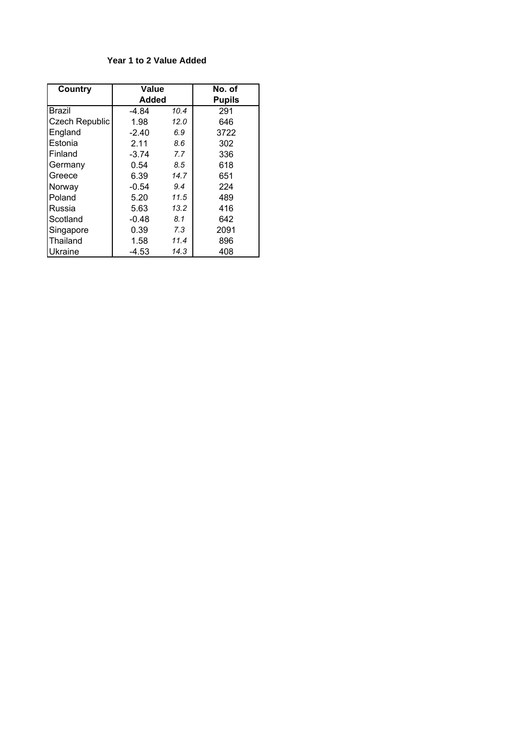**Year 1 to 2 Value Added**

| Country | Value Added | | No. of Pupils |
|---|---|---|---|
| Brazil | -4.84 | *10.4* | 291 |
| Czech Republic | 1.98 | *12.0* | 646 |
| England | -2.40 | *6.9* | 3722 |
| Estonia | 2.11 | *8.6* | 302 |
| Finland | -3.74 | *7.7* | 336 |
| Germany | 0.54 | *8.5* | 618 |
| Greece | 6.39 | *14.7* | 651 |
| Norway | -0.54 | *9.4* | 224 |
| Poland | 5.20 | *11.5* | 489 |
| Russia | 5.63 | *13.2* | 416 |
| Scotland | -0.48 | *8.1* | 642 |
| Singapore | 0.39 | *7.3* | 2091 |
| Thailand | 1.58 | *11.4* | 896 |
| Ukraine | -4.53 | *14.3* | 408 |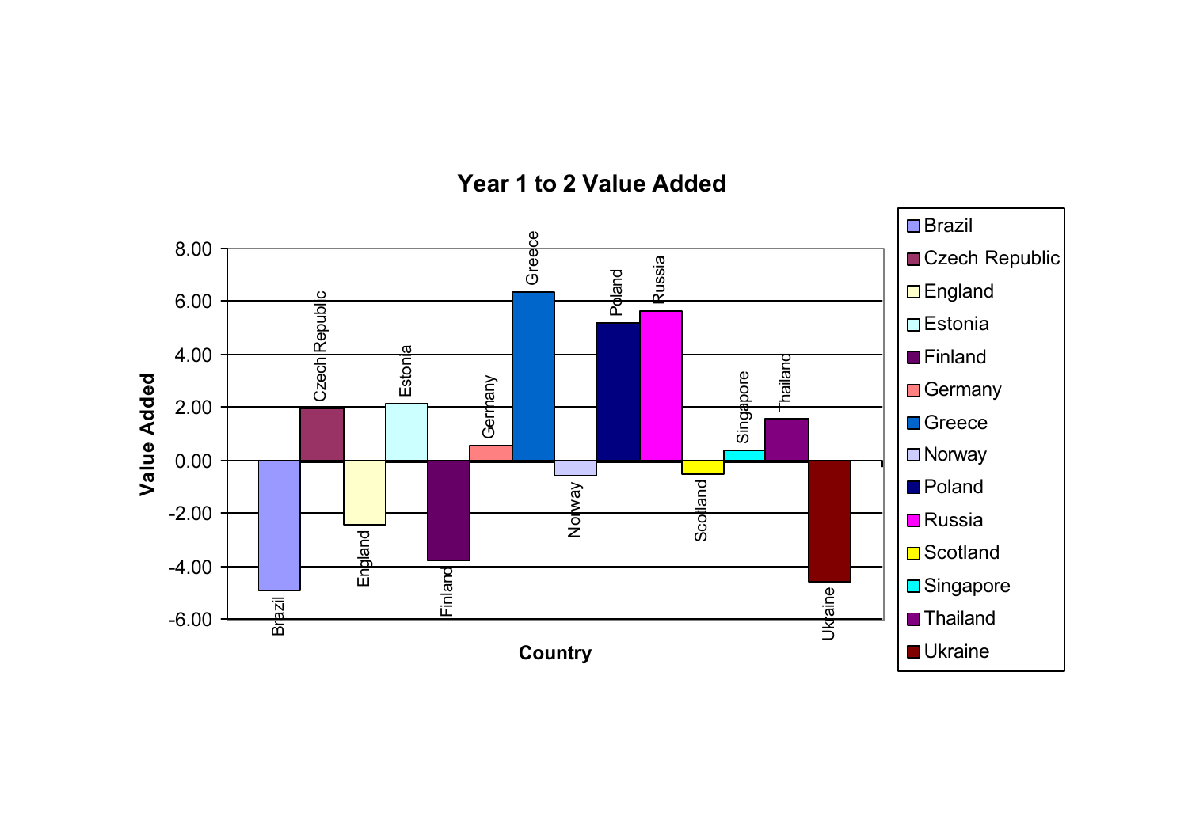## Year 1 to 2 Value Added

| Country | Value Added (approx.) |
|---|---|
| Brazil | -4.90 |
| Czech Republic | 2.00 |
| England | -2.40 |
| Estonia | 2.15 |
| Finland | -3.80 |
| Germany | 0.55 |
| Greece | 6.35 |
| Norway | -0.60 |
| Poland | 5.20 |
| Russia | 5.65 |
| Scotland | -0.50 |
| Singapore | 0.40 |
| Thailand | 1.60 |
| Ukraine | -4.60 |

Y-axis: Value Added (-6.00 to 8.00)

X-axis: Country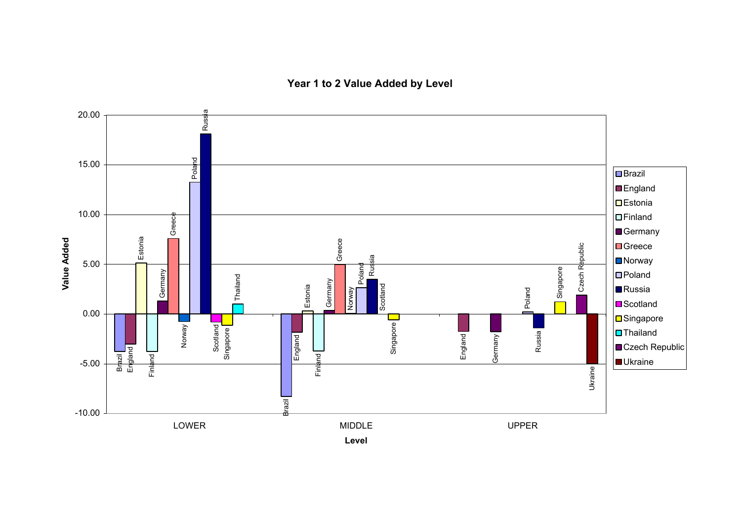## Year 1 to 2 Value Added by Level

| Level | Country | Value Added (approx.) |
|---|---|---|
| LOWER | Brazil | -3.8 |
| LOWER | England | -3.1 |
| LOWER | Estonia | 5.1 |
| LOWER | Finland | -3.8 |
| LOWER | Germany | 1.3 |
| LOWER | Greece | 7.6 |
| LOWER | Norway | -0.8 |
| LOWER | Poland | 13.2 |
| LOWER | Russia | 18.1 |
| LOWER | Scotland | -0.8 |
| LOWER | Singapore | -1.2 |
| LOWER | Thailand | 1.0 |
| MIDDLE | Brazil | -8.3 |
| MIDDLE | England | -1.9 |
| MIDDLE | Estonia | 0.3 |
| MIDDLE | Finland | -3.8 |
| MIDDLE | Germany | 0.3 |
| MIDDLE | Greece | 4.9 |
| MIDDLE | Norway | 0.1 |
| MIDDLE | Poland | 2.6 |
| MIDDLE | Russia | 3.5 |
| MIDDLE | Scotland | 0.0 |
| MIDDLE | Singapore | -0.7 |
| UPPER | England | -1.8 |
| UPPER | Germany | -1.8 |
| UPPER | Poland | 0.2 |
| UPPER | Russia | -1.5 |
| UPPER | Singapore | 1.2 |
| UPPER | Czech Republic | 1.9 |
| UPPER | Ukraine | -5.1 |

Y-axis: Value Added (-10.00 to 20.00); X-axis: Level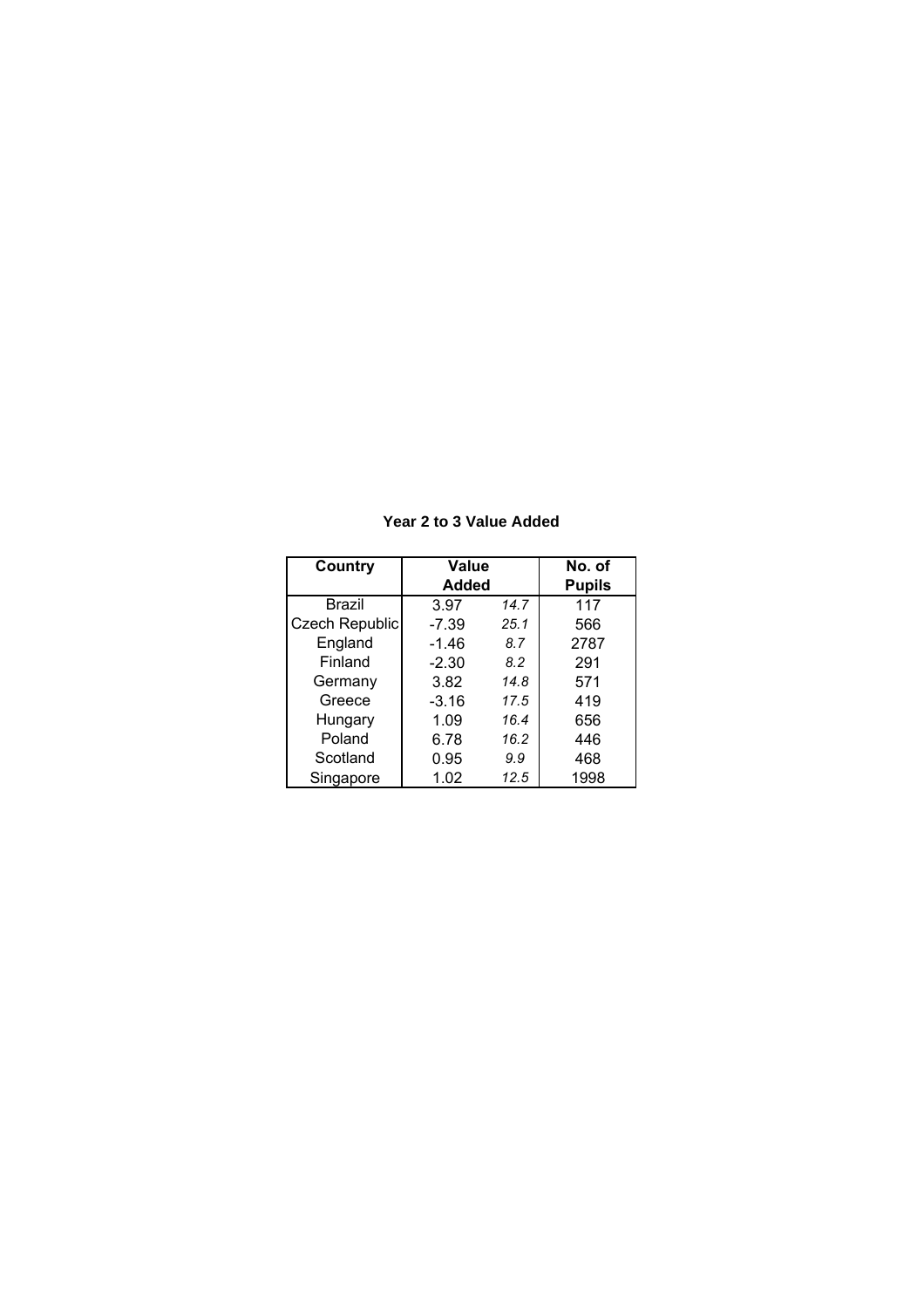**Year 2 to 3 Value Added**

| Country | Value Added | | No. of Pupils |
|---|---|---|---|
| Brazil | 3.97 | *14.7* | 117 |
| Czech Republic | -7.39 | *25.1* | 566 |
| England | -1.46 | *8.7* | 2787 |
| Finland | -2.30 | *8.2* | 291 |
| Germany | 3.82 | *14.8* | 571 |
| Greece | -3.16 | *17.5* | 419 |
| Hungary | 1.09 | *16.4* | 656 |
| Poland | 6.78 | *16.2* | 446 |
| Scotland | 0.95 | *9.9* | 468 |
| Singapore | 1.02 | *12.5* | 1998 |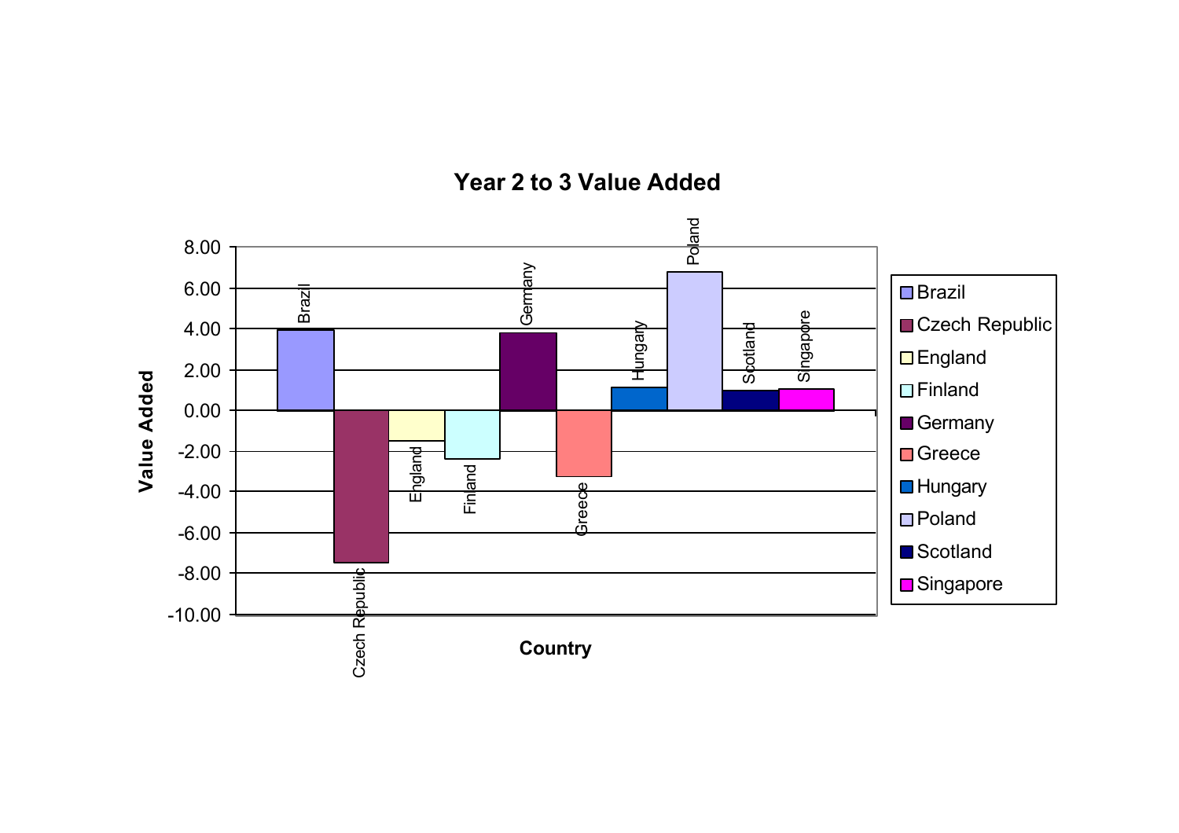## Year 2 to 3 Value Added

Value Added (y-axis): 8.00, 6.00, 4.00, 2.00, 0.00, -2.00, -4.00, -6.00, -8.00, -10.00

Country (x-axis): Brazil, Czech Republic, England, Finland, Germany, Greece, Hungary, Poland, Scotland, Singapore

Legend:

- Brazil
- Czech Republic
- England
- Finland
- Germany
- Greece
- Hungary
- Poland
- Scotland
- Singapore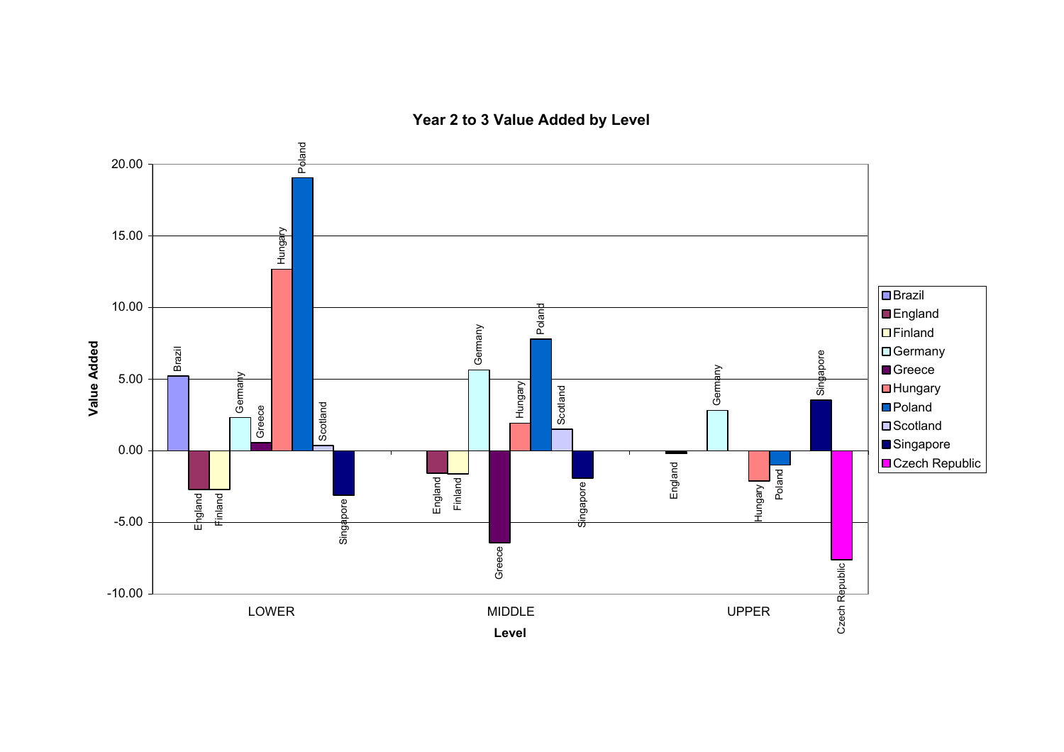Year 2 to 3 Value Added by Level

Value Added

20.00
15.00
10.00
5.00
0.00
-5.00
-10.00

Level

LOWER
MIDDLE
UPPER

Brazil
England
Finland
Germany
Greece
Hungary
Poland
Scotland
Singapore
Czech Republic